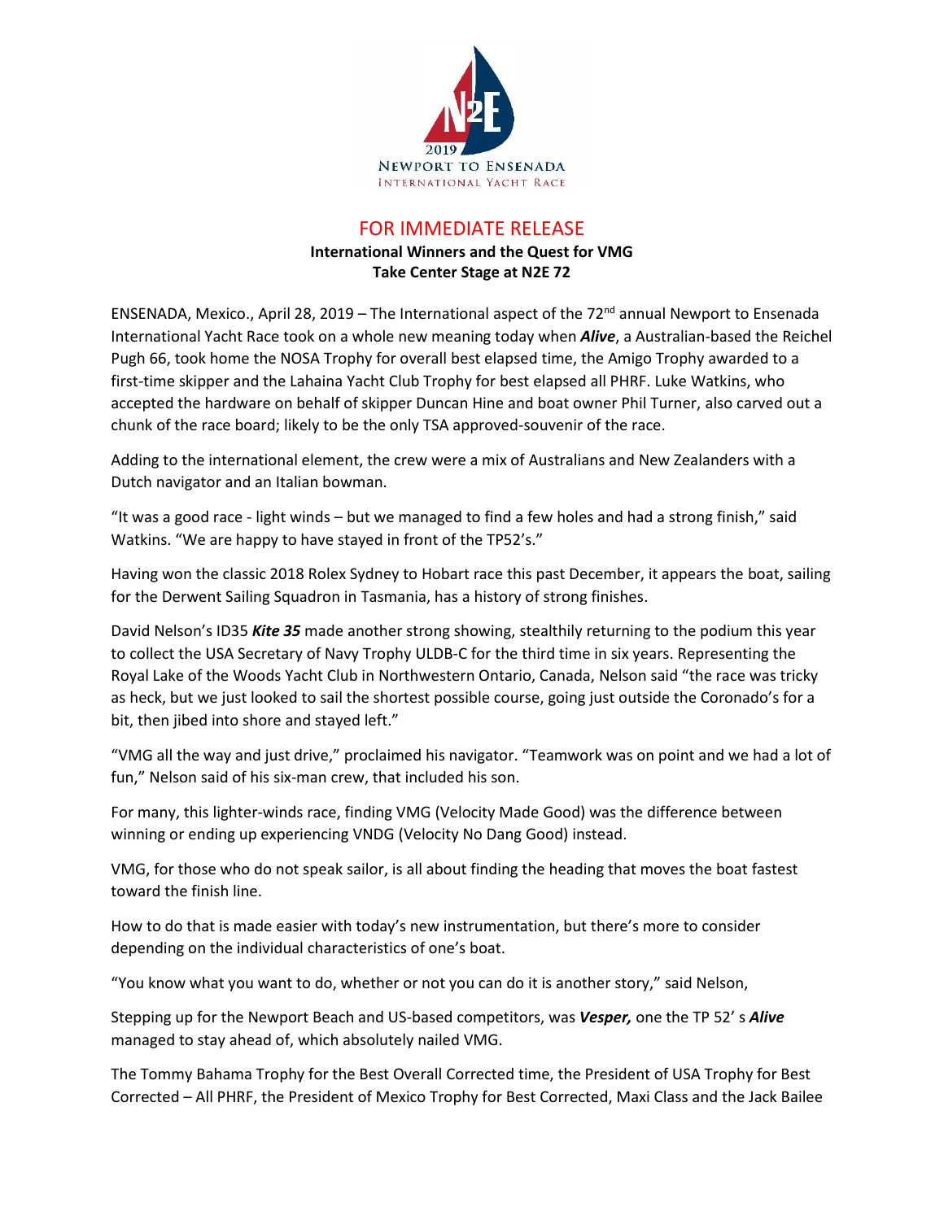2019
NEWPORT TO ENSENADA
INTERNATIONAL YACHT RACE

FOR IMMEDIATE RELEASE

**International Winners and the Quest for VMG**
**Take Center Stage at N2E 72**

ENSENADA, Mexico., April 28, 2019 – The International aspect of the 72nd annual Newport to Ensenada International Yacht Race took on a whole new meaning today when ***Alive***, a Australian-based the Reichel Pugh 66, took home the NOSA Trophy for overall best elapsed time, the Amigo Trophy awarded to a first-time skipper and the Lahaina Yacht Club Trophy for best elapsed all PHRF. Luke Watkins, who accepted the hardware on behalf of skipper Duncan Hine and boat owner Phil Turner, also carved out a chunk of the race board; likely to be the only TSA approved-souvenir of the race.

Adding to the international element, the crew were a mix of Australians and New Zealanders with a Dutch navigator and an Italian bowman.

"It was a good race - light winds – but we managed to find a few holes and had a strong finish," said Watkins. "We are happy to have stayed in front of the TP52's."

Having won the classic 2018 Rolex Sydney to Hobart race this past December, it appears the boat, sailing for the Derwent Sailing Squadron in Tasmania, has a history of strong finishes.

David Nelson's ID35 ***Kite 35*** made another strong showing, stealthily returning to the podium this year to collect the USA Secretary of Navy Trophy ULDB-C for the third time in six years. Representing the Royal Lake of the Woods Yacht Club in Northwestern Ontario, Canada, Nelson said "the race was tricky as heck, but we just looked to sail the shortest possible course, going just outside the Coronado's for a bit, then jibed into shore and stayed left."

"VMG all the way and just drive," proclaimed his navigator. "Teamwork was on point and we had a lot of fun," Nelson said of his six-man crew, that included his son.

For many, this lighter-winds race, finding VMG (Velocity Made Good) was the difference between winning or ending up experiencing VNDG (Velocity No Dang Good) instead.

VMG, for those who do not speak sailor, is all about finding the heading that moves the boat fastest toward the finish line.

How to do that is made easier with today's new instrumentation, but there's more to consider depending on the individual characteristics of one's boat.

"You know what you want to do, whether or not you can do it is another story," said Nelson,

Stepping up for the Newport Beach and US-based competitors, was ***Vesper,*** one the TP 52' s ***Alive*** managed to stay ahead of, which absolutely nailed VMG.

The Tommy Bahama Trophy for the Best Overall Corrected time, the President of USA Trophy for Best Corrected – All PHRF, the President of Mexico Trophy for Best Corrected, Maxi Class and the Jack Bailee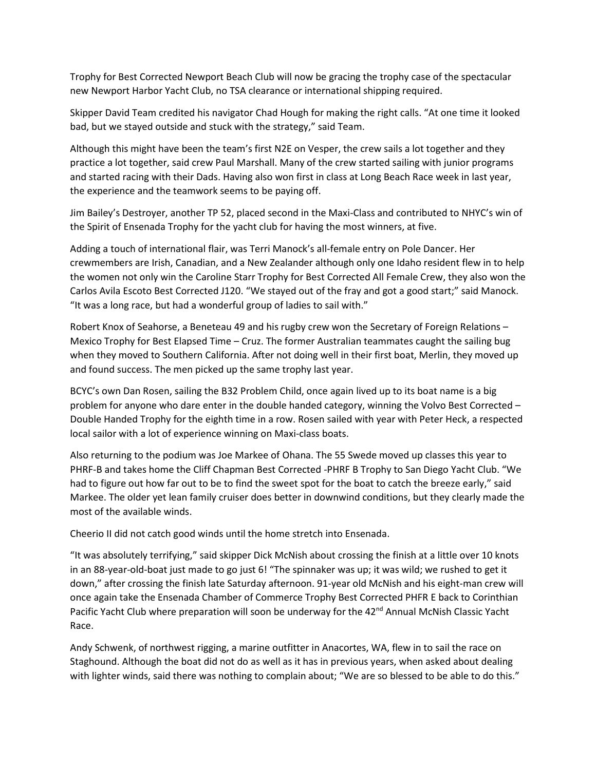Trophy for Best Corrected Newport Beach Club will now be gracing the trophy case of the spectacular new Newport Harbor Yacht Club, no TSA clearance or international shipping required.

Skipper David Team credited his navigator Chad Hough for making the right calls. “At one time it looked bad, but we stayed outside and stuck with the strategy,” said Team.

Although this might have been the team’s first N2E on Vesper, the crew sails a lot together and they practice a lot together, said crew Paul Marshall. Many of the crew started sailing with junior programs and started racing with their Dads. Having also won first in class at Long Beach Race week in last year, the experience and the teamwork seems to be paying off.

Jim Bailey’s Destroyer, another TP 52, placed second in the Maxi-Class and contributed to NHYC’s win of the Spirit of Ensenada Trophy for the yacht club for having the most winners, at five.

Adding a touch of international flair, was Terri Manock’s all-female entry on Pole Dancer. Her crewmembers are Irish, Canadian, and a New Zealander although only one Idaho resident flew in to help the women not only win the Caroline Starr Trophy for Best Corrected All Female Crew, they also won the Carlos Avila Escoto Best Corrected J120. “We stayed out of the fray and got a good start;” said Manock. “It was a long race, but had a wonderful group of ladies to sail with.”

Robert Knox of Seahorse, a Beneteau 49 and his rugby crew won the Secretary of Foreign Relations – Mexico Trophy for Best Elapsed Time – Cruz. The former Australian teammates caught the sailing bug when they moved to Southern California. After not doing well in their first boat, Merlin, they moved up and found success. The men picked up the same trophy last year.

BCYC’s own Dan Rosen, sailing the B32 Problem Child, once again lived up to its boat name is a big problem for anyone who dare enter in the double handed category, winning the Volvo Best Corrected – Double Handed Trophy for the eighth time in a row. Rosen sailed with year with Peter Heck, a respected local sailor with a lot of experience winning on Maxi-class boats.

Also returning to the podium was Joe Markee of Ohana. The 55 Swede moved up classes this year to PHRF-B and takes home the Cliff Chapman Best Corrected -PHRF B Trophy to San Diego Yacht Club. “We had to figure out how far out to be to find the sweet spot for the boat to catch the breeze early,” said Markee. The older yet lean family cruiser does better in downwind conditions, but they clearly made the most of the available winds.

Cheerio II did not catch good winds until the home stretch into Ensenada.

“It was absolutely terrifying,” said skipper Dick McNish about crossing the finish at a little over 10 knots in an 88-year-old-boat just made to go just 6! “The spinnaker was up; it was wild; we rushed to get it down,” after crossing the finish late Saturday afternoon. 91-year old McNish and his eight-man crew will once again take the Ensenada Chamber of Commerce Trophy Best Corrected PHFR E back to Corinthian Pacific Yacht Club where preparation will soon be underway for the 42nd Annual McNish Classic Yacht Race.

Andy Schwenk, of northwest rigging, a marine outfitter in Anacortes, WA, flew in to sail the race on Staghound. Although the boat did not do as well as it has in previous years, when asked about dealing with lighter winds, said there was nothing to complain about; “We are so blessed to be able to do this.”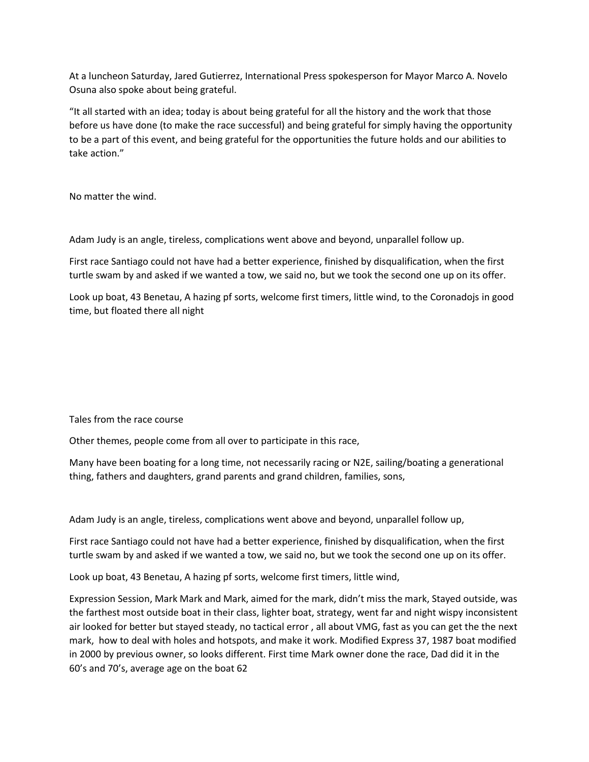At a luncheon Saturday, Jared Gutierrez, International Press spokesperson for Mayor Marco A. Novelo Osuna also spoke about being grateful.

“It all started with an idea; today is about being grateful for all the history and the work that those before us have done (to make the race successful) and being grateful for simply having the opportunity to be a part of this event, and being grateful for the opportunities the future holds and our abilities to take action.”

No matter the wind.

Adam Judy is an angle, tireless, complications went above and beyond, unparallel follow up.

First race Santiago could not have had a better experience, finished by disqualification, when the first turtle swam by and asked if we wanted a tow, we said no, but we took the second one up on its offer.

Look up boat, 43 Benetau, A hazing pf sorts, welcome first timers, little wind, to the Coronadojs in good time, but floated there all night

Tales from the race course

Other themes, people come from all over to participate in this race,

Many have been boating for a long time, not necessarily racing or N2E, sailing/boating a generational thing, fathers and daughters, grand parents and grand children, families, sons,

Adam Judy is an angle, tireless, complications went above and beyond, unparallel follow up,

First race Santiago could not have had a better experience, finished by disqualification, when the first turtle swam by and asked if we wanted a tow, we said no, but we took the second one up on its offer.

Look up boat, 43 Benetau, A hazing pf sorts, welcome first timers, little wind,

Expression Session, Mark Mark and Mark, aimed for the mark, didn’t miss the mark, Stayed outside, was the farthest most outside boat in their class, lighter boat, strategy, went far and night wispy inconsistent air looked for better but stayed steady, no tactical error , all about VMG, fast as you can get the the next mark, how to deal with holes and hotspots, and make it work. Modified Express 37, 1987 boat modified in 2000 by previous owner, so looks different. First time Mark owner done the race, Dad did it in the 60’s and 70’s, average age on the boat 62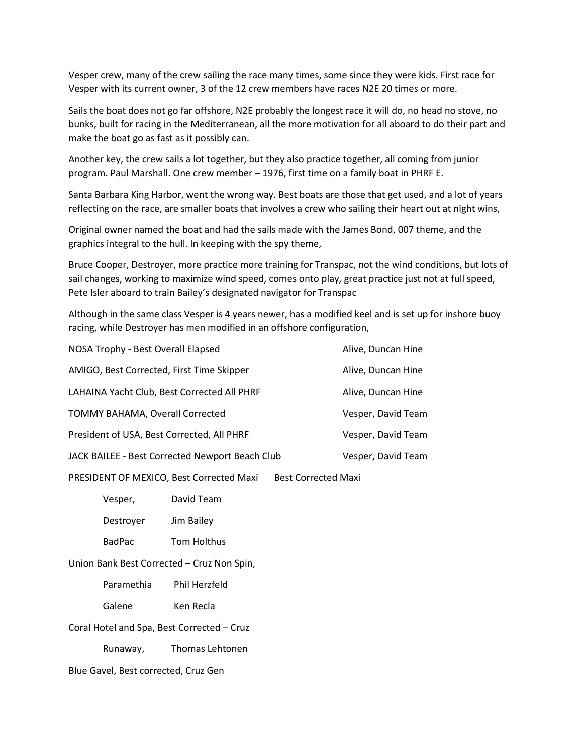Vesper crew, many of the crew sailing the race many times, some since they were kids. First race for Vesper with its current owner, 3 of the 12 crew members have races N2E 20 times or more.

Sails the boat does not go far offshore, N2E probably the longest race it will do, no head no stove, no bunks, built for racing in the Mediterranean, all the more motivation for all aboard to do their part and make the boat go as fast as it possibly can.

Another key, the crew sails a lot together, but they also practice together, all coming from junior program. Paul Marshall. One crew member – 1976, first time on a family boat in PHRF E.

Santa Barbara King Harbor, went the wrong way. Best boats are those that get used, and a lot of years reflecting on the race, are smaller boats that involves a crew who sailing their heart out at night wins,

Original owner named the boat and had the sails made with the James Bond, 007 theme, and the graphics integral to the hull. In keeping with the spy theme,

Bruce Cooper, Destroyer, more practice more training for Transpac, not the wind conditions, but lots of sail changes, working to maximize wind speed, comes onto play, great practice just not at full speed, Pete Isler aboard to train Bailey's designated navigator for Transpac

Although in the same class Vesper is 4 years newer, has a modified keel and is set up for inshore buoy racing, while Destroyer has men modified in an offshore configuration,

| | |
|---|---|
| NOSA Trophy - Best Overall Elapsed | Alive, Duncan Hine |
| AMIGO, Best Corrected, First Time Skipper | Alive, Duncan Hine |
| LAHAINA Yacht Club, Best Corrected All PHRF | Alive, Duncan Hine |
| TOMMY BAHAMA, Overall Corrected | Vesper, David Team |
| President of USA, Best Corrected, All PHRF | Vesper, David Team |
| JACK BAILEE - Best Corrected Newport Beach Club | Vesper, David Team |

PRESIDENT OF MEXICO, Best Corrected Maxi Best Corrected Maxi

| | |
|---|---|
| Vesper, | David Team |
| Destroyer | Jim Bailey |
| BadPac | Tom Holthus |

Union Bank Best Corrected – Cruz Non Spin,

| | |
|---|---|
| Paramethia | Phil Herzfeld |
| Galene | Ken Recla |

Coral Hotel and Spa, Best Corrected – Cruz

| | |
|---|---|
| Runaway, | Thomas Lehtonen |

Blue Gavel, Best corrected, Cruz Gen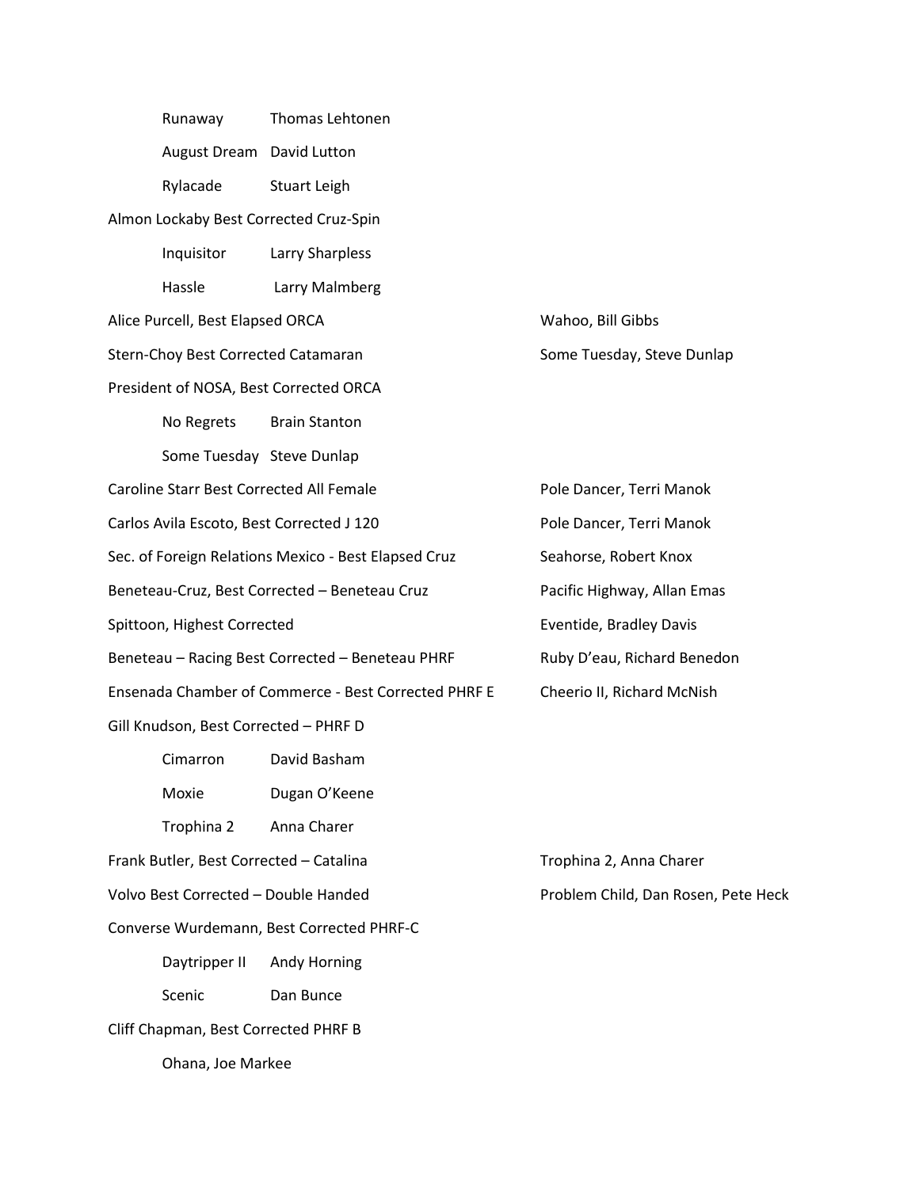Runaway Thomas Lehtonen

August Dream David Lutton

Rylacade Stuart Leigh

Almon Lockaby Best Corrected Cruz-Spin

Inquisitor Larry Sharpless

Hassle Larry Malmberg

Alice Purcell, Best Elapsed ORCA — Wahoo, Bill Gibbs

Stern-Choy Best Corrected Catamaran — Some Tuesday, Steve Dunlap

President of NOSA, Best Corrected ORCA

No Regrets Brain Stanton

Some Tuesday Steve Dunlap

Caroline Starr Best Corrected All Female — Pole Dancer, Terri Manok

Carlos Avila Escoto, Best Corrected J 120 — Pole Dancer, Terri Manok

Sec. of Foreign Relations Mexico - Best Elapsed Cruz — Seahorse, Robert Knox

Beneteau-Cruz, Best Corrected – Beneteau Cruz — Pacific Highway, Allan Emas

Spittoon, Highest Corrected — Eventide, Bradley Davis

Beneteau – Racing Best Corrected – Beneteau PHRF — Ruby D'eau, Richard Benedon

Ensenada Chamber of Commerce - Best Corrected PHRF E — Cheerio II, Richard McNish

Gill Knudson, Best Corrected – PHRF D

Cimarron David Basham

Moxie Dugan O'Keene

Trophina 2 Anna Charer

Frank Butler, Best Corrected – Catalina — Trophina 2, Anna Charer

Volvo Best Corrected – Double Handed — Problem Child, Dan Rosen, Pete Heck

Converse Wurdemann, Best Corrected PHRF-C

Daytripper II Andy Horning

Scenic Dan Bunce

Cliff Chapman, Best Corrected PHRF B

Ohana, Joe Markee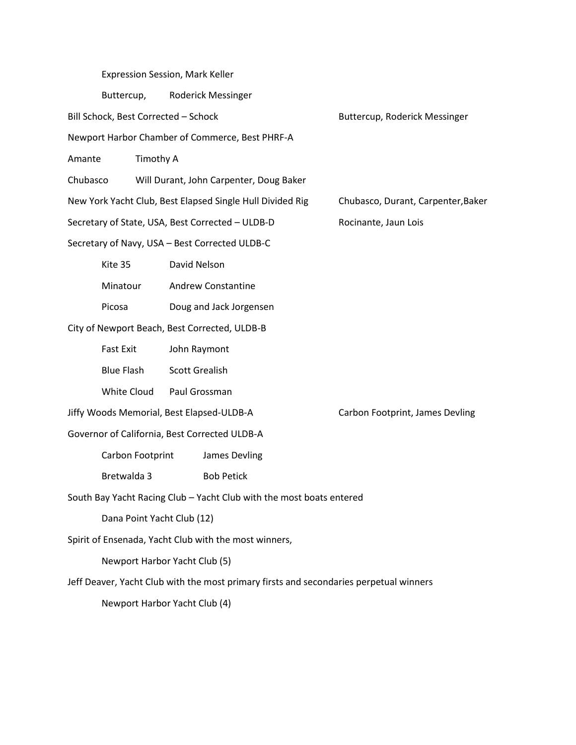Expression Session, Mark Keller

Buttercup, Roderick Messinger

Bill Schock, Best Corrected – Schock — Buttercup, Roderick Messinger

Newport Harbor Chamber of Commerce, Best PHRF-A

Amante — Timothy A

Chubasco — Will Durant, John Carpenter, Doug Baker

New York Yacht Club, Best Elapsed Single Hull Divided Rig — Chubasco, Durant, Carpenter,Baker

Secretary of State, USA, Best Corrected – ULDB-D — Rocinante, Jaun Lois

Secretary of Navy, USA – Best Corrected ULDB-C

| | |
|---|---|
| Kite 35 | David Nelson |
| Minatour | Andrew Constantine |
| Picosa | Doug and Jack Jorgensen |

City of Newport Beach, Best Corrected, ULDB-B

| | |
|---|---|
| Fast Exit | John Raymont |
| Blue Flash | Scott Grealish |
| White Cloud | Paul Grossman |

Jiffy Woods Memorial, Best Elapsed-ULDB-A — Carbon Footprint, James Devling

Governor of California, Best Corrected ULDB-A

| | |
|---|---|
| Carbon Footprint | James Devling |
| Bretwalda 3 | Bob Petick |

South Bay Yacht Racing Club – Yacht Club with the most boats entered

Dana Point Yacht Club (12)

Spirit of Ensenada, Yacht Club with the most winners,

Newport Harbor Yacht Club (5)

Jeff Deaver, Yacht Club with the most primary firsts and secondaries perpetual winners

Newport Harbor Yacht Club (4)